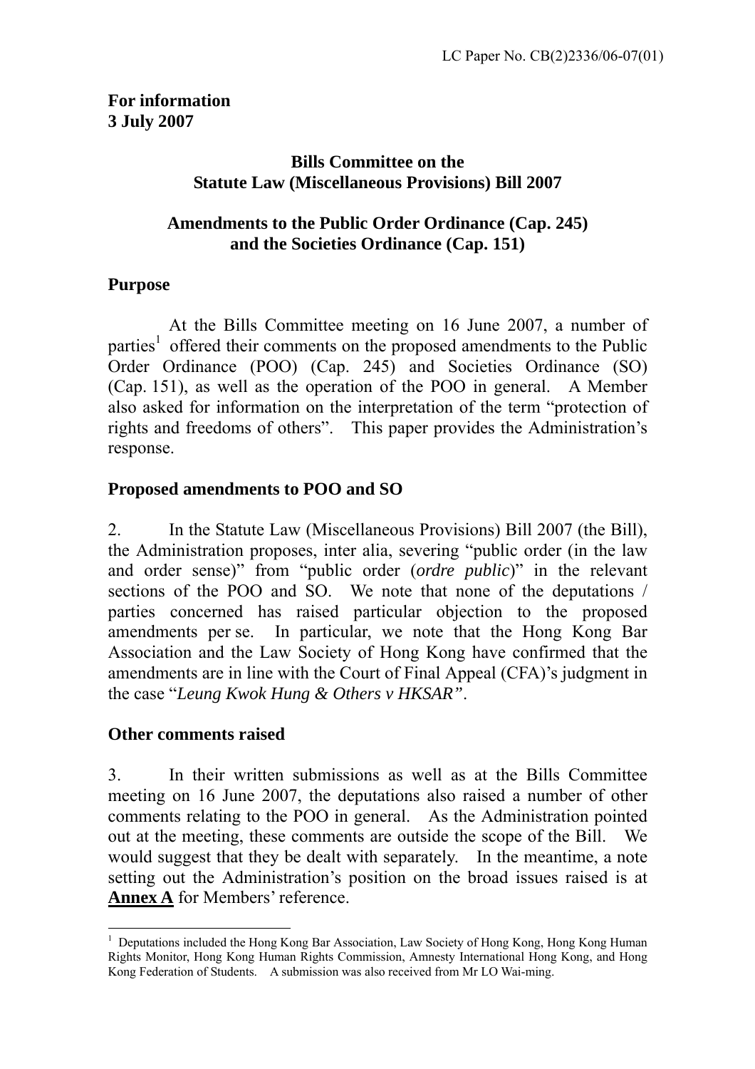LC Paper No. CB(2)2336/06-07(01)

**For information**
**3 July 2007**

## Bills Committee on the Statute Law (Miscellaneous Provisions) Bill 2007

## Amendments to the Public Order Ordinance (Cap. 245) and the Societies Ordinance (Cap. 151)

### Purpose

At the Bills Committee meeting on 16 June 2007, a number of parties[1] offered their comments on the proposed amendments to the Public Order Ordinance (POO) (Cap. 245) and Societies Ordinance (SO) (Cap. 151), as well as the operation of the POO in general. A Member also asked for information on the interpretation of the term "protection of rights and freedoms of others". This paper provides the Administration's response.

### Proposed amendments to POO and SO

2. In the Statute Law (Miscellaneous Provisions) Bill 2007 (the Bill), the Administration proposes, inter alia, severing "public order (in the law and order sense)" from "public order (*ordre public*)" in the relevant sections of the POO and SO. We note that none of the deputations / parties concerned has raised particular objection to the proposed amendments per se. In particular, we note that the Hong Kong Bar Association and the Law Society of Hong Kong have confirmed that the amendments are in line with the Court of Final Appeal (CFA)'s judgment in the case "*Leung Kwok Hung & Others v HKSAR*".

### Other comments raised

3. In their written submissions as well as at the Bills Committee meeting on 16 June 2007, the deputations also raised a number of other comments relating to the POO in general. As the Administration pointed out at the meeting, these comments are outside the scope of the Bill. We would suggest that they be dealt with separately. In the meantime, a note setting out the Administration's position on the broad issues raised is at **Annex A** for Members' reference.

---

[1] Deputations included the Hong Kong Bar Association, Law Society of Hong Kong, Hong Kong Human Rights Monitor, Hong Kong Human Rights Commission, Amnesty International Hong Kong, and Hong Kong Federation of Students. A submission was also received from Mr LO Wai-ming.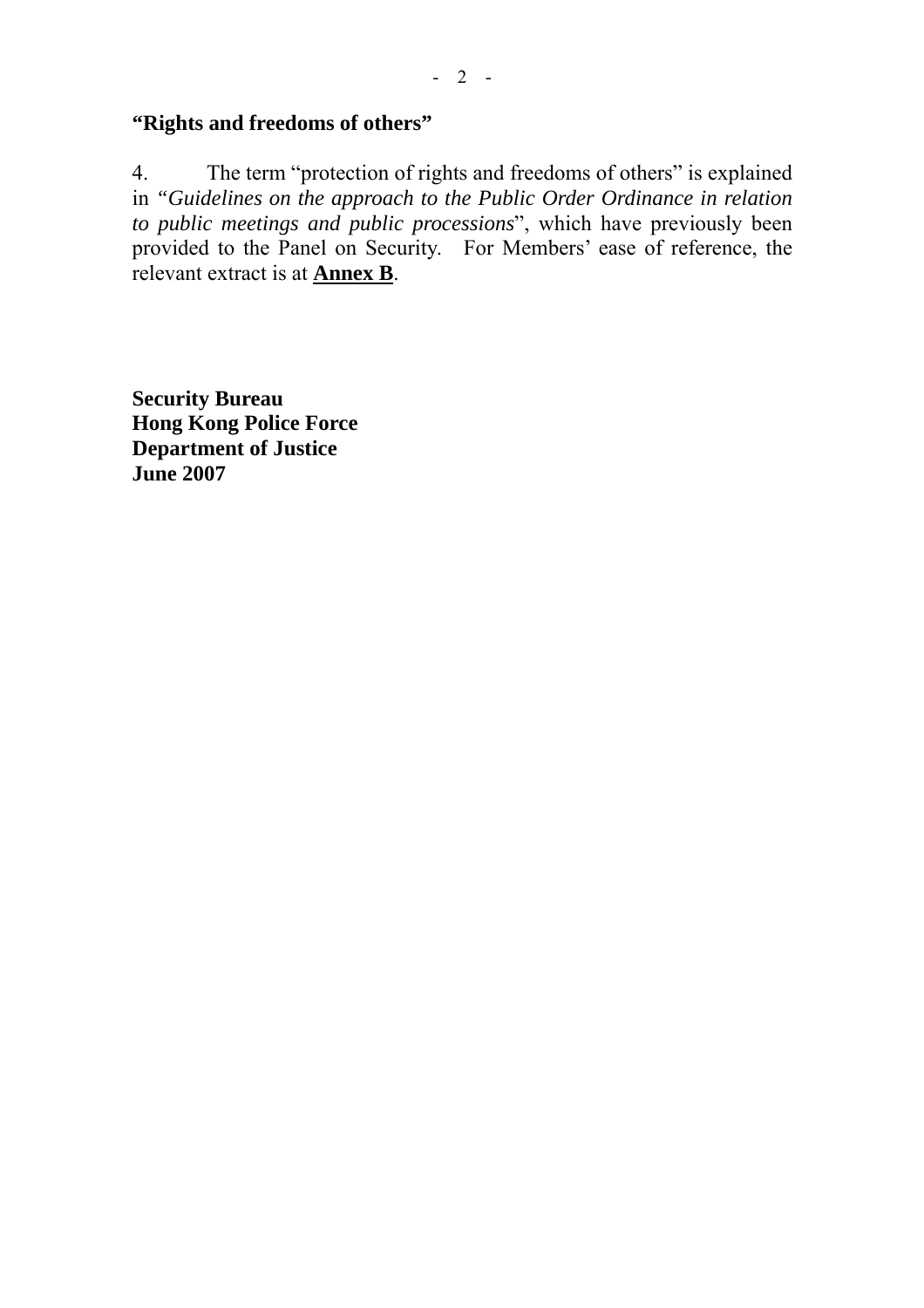**"Rights and freedoms of others"**

4. The term "protection of rights and freedoms of others" is explained in "*Guidelines on the approach to the Public Order Ordinance in relation to public meetings and public processions*", which have previously been provided to the Panel on Security. For Members' ease of reference, the relevant extract is at **Annex B**.

**Security Bureau**
**Hong Kong Police Force**
**Department of Justice**
**June 2007**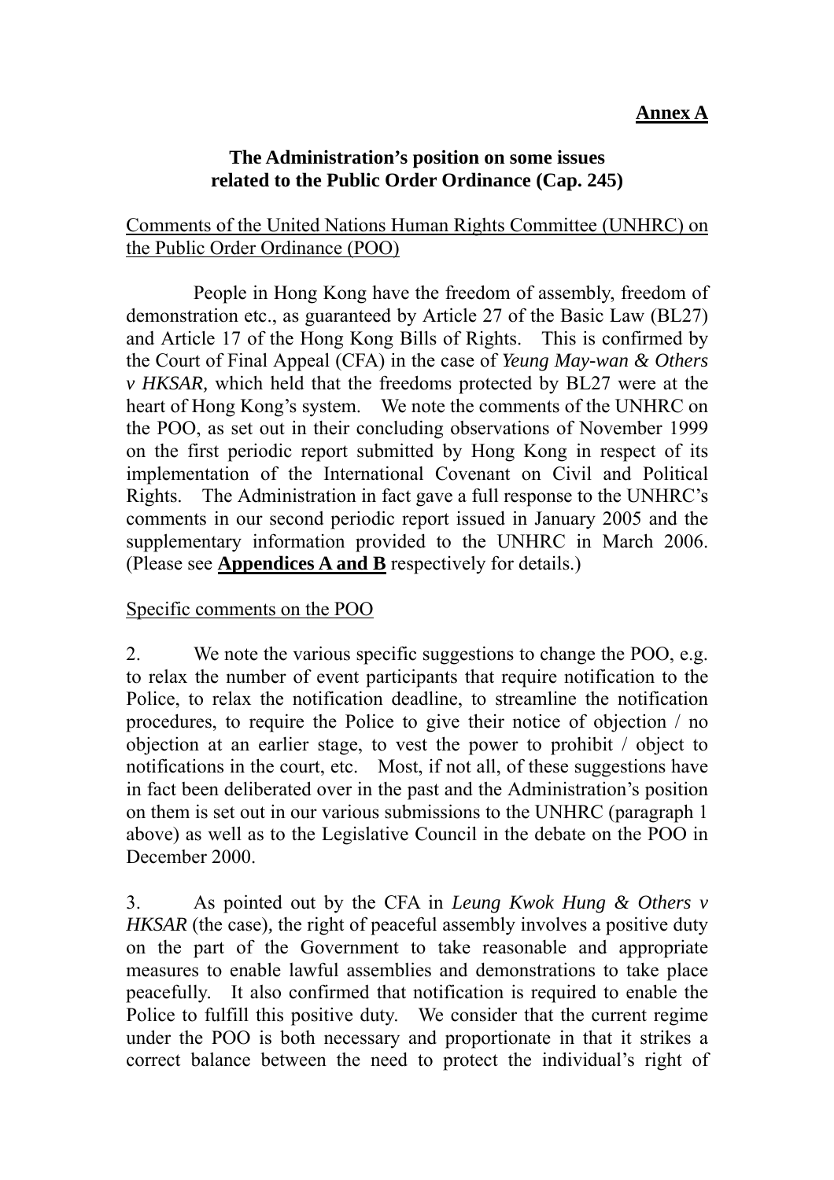**Annex A**

**The Administration's position on some issues related to the Public Order Ordinance (Cap. 245)**

Comments of the United Nations Human Rights Committee (UNHRC) on the Public Order Ordinance (POO)

People in Hong Kong have the freedom of assembly, freedom of demonstration etc., as guaranteed by Article 27 of the Basic Law (BL27) and Article 17 of the Hong Kong Bills of Rights. This is confirmed by the Court of Final Appeal (CFA) in the case of *Yeung May-wan & Others v HKSAR,* which held that the freedoms protected by BL27 were at the heart of Hong Kong's system. We note the comments of the UNHRC on the POO, as set out in their concluding observations of November 1999 on the first periodic report submitted by Hong Kong in respect of its implementation of the International Covenant on Civil and Political Rights. The Administration in fact gave a full response to the UNHRC's comments in our second periodic report issued in January 2005 and the supplementary information provided to the UNHRC in March 2006. (Please see **Appendices A and B** respectively for details.)

Specific comments on the POO

2. We note the various specific suggestions to change the POO, e.g. to relax the number of event participants that require notification to the Police, to relax the notification deadline, to streamline the notification procedures, to require the Police to give their notice of objection / no objection at an earlier stage, to vest the power to prohibit / object to notifications in the court, etc. Most, if not all, of these suggestions have in fact been deliberated over in the past and the Administration's position on them is set out in our various submissions to the UNHRC (paragraph 1 above) as well as to the Legislative Council in the debate on the POO in December 2000.

3. As pointed out by the CFA in *Leung Kwok Hung & Others v HKSAR* (the case), the right of peaceful assembly involves a positive duty on the part of the Government to take reasonable and appropriate measures to enable lawful assemblies and demonstrations to take place peacefully. It also confirmed that notification is required to enable the Police to fulfill this positive duty. We consider that the current regime under the POO is both necessary and proportionate in that it strikes a correct balance between the need to protect the individual's right of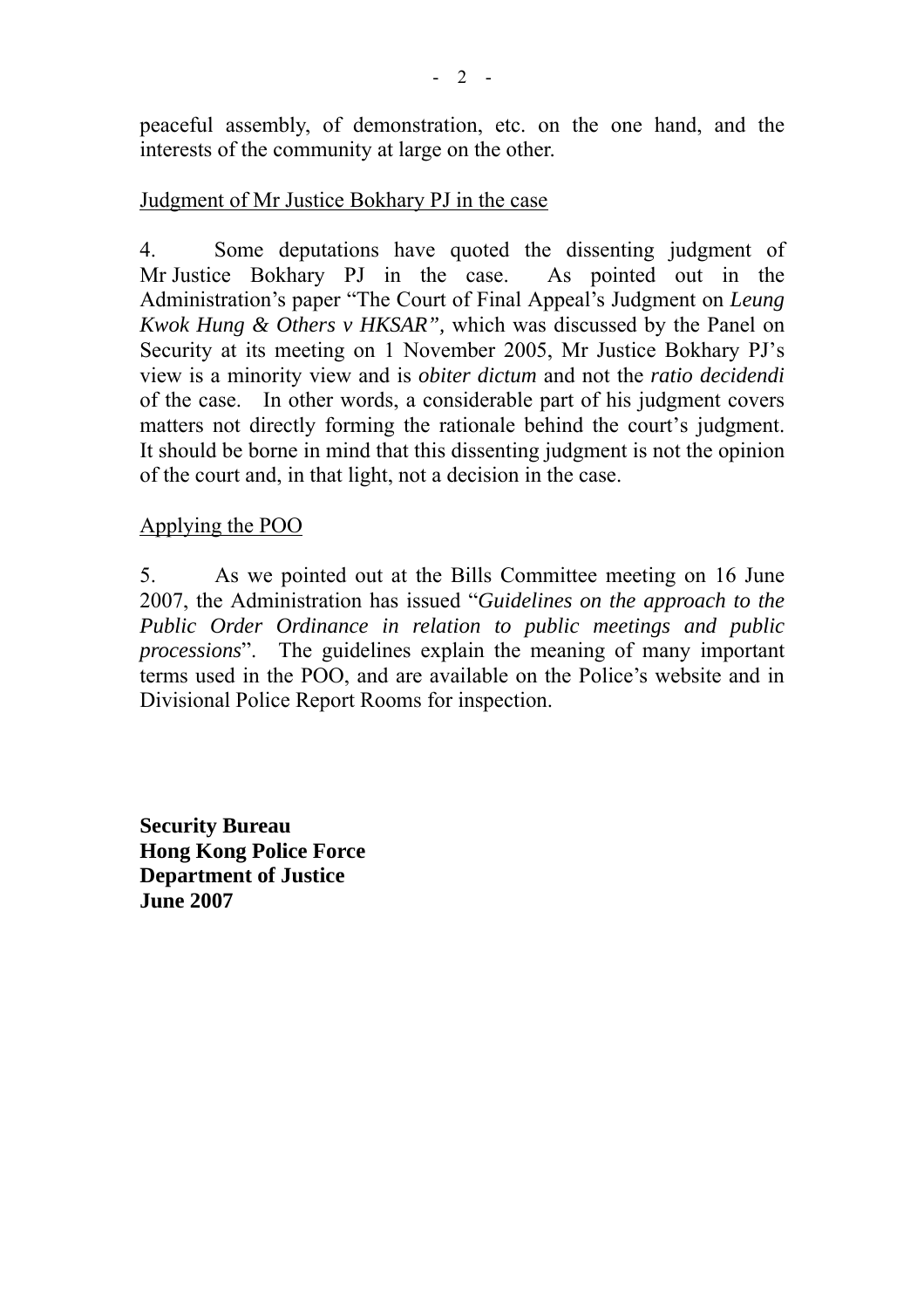peaceful assembly, of demonstration, etc. on the one hand, and the interests of the community at large on the other.

Judgment of Mr Justice Bokhary PJ in the case

4. Some deputations have quoted the dissenting judgment of Mr Justice Bokhary PJ in the case. As pointed out in the Administration's paper "The Court of Final Appeal's Judgment on *Leung Kwok Hung & Others v HKSAR",* which was discussed by the Panel on Security at its meeting on 1 November 2005, Mr Justice Bokhary PJ's view is a minority view and is *obiter dictum* and not the *ratio decidendi* of the case. In other words, a considerable part of his judgment covers matters not directly forming the rationale behind the court's judgment. It should be borne in mind that this dissenting judgment is not the opinion of the court and, in that light, not a decision in the case.

Applying the POO

5. As we pointed out at the Bills Committee meeting on 16 June 2007, the Administration has issued "*Guidelines on the approach to the Public Order Ordinance in relation to public meetings and public processions*". The guidelines explain the meaning of many important terms used in the POO, and are available on the Police's website and in Divisional Police Report Rooms for inspection.

**Security Bureau**
**Hong Kong Police Force**
**Department of Justice**
**June 2007**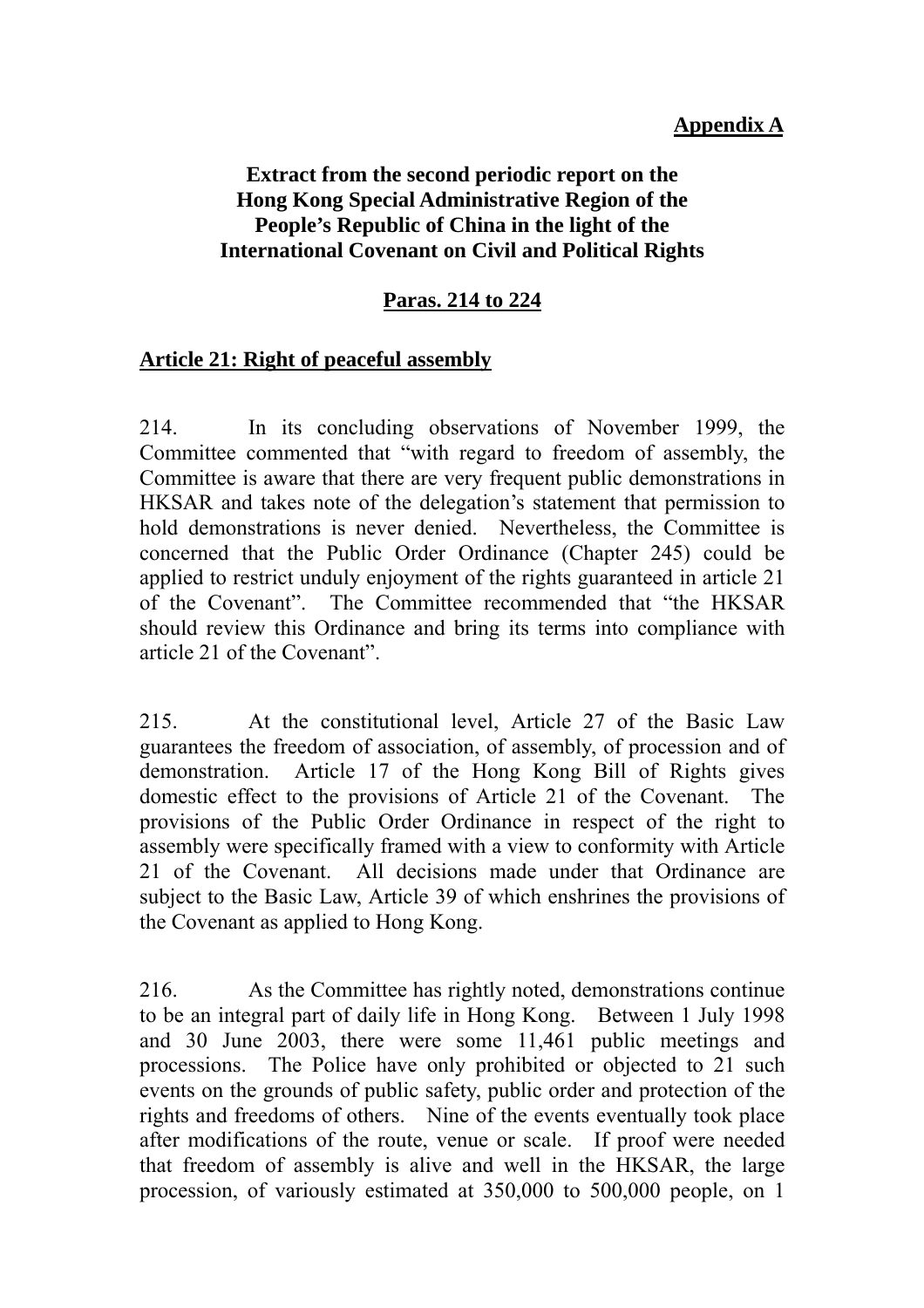**Appendix A**

**Extract from the second periodic report on the Hong Kong Special Administrative Region of the People's Republic of China in the light of the International Covenant on Civil and Political Rights**

**Paras. 214 to 224**

## Article 21: Right of peaceful assembly

214. In its concluding observations of November 1999, the Committee commented that "with regard to freedom of assembly, the Committee is aware that there are very frequent public demonstrations in HKSAR and takes note of the delegation's statement that permission to hold demonstrations is never denied. Nevertheless, the Committee is concerned that the Public Order Ordinance (Chapter 245) could be applied to restrict unduly enjoyment of the rights guaranteed in article 21 of the Covenant". The Committee recommended that "the HKSAR should review this Ordinance and bring its terms into compliance with article 21 of the Covenant".

215. At the constitutional level, Article 27 of the Basic Law guarantees the freedom of association, of assembly, of procession and of demonstration. Article 17 of the Hong Kong Bill of Rights gives domestic effect to the provisions of Article 21 of the Covenant. The provisions of the Public Order Ordinance in respect of the right to assembly were specifically framed with a view to conformity with Article 21 of the Covenant. All decisions made under that Ordinance are subject to the Basic Law, Article 39 of which enshrines the provisions of the Covenant as applied to Hong Kong.

216. As the Committee has rightly noted, demonstrations continue to be an integral part of daily life in Hong Kong. Between 1 July 1998 and 30 June 2003, there were some 11,461 public meetings and processions. The Police have only prohibited or objected to 21 such events on the grounds of public safety, public order and protection of the rights and freedoms of others. Nine of the events eventually took place after modifications of the route, venue or scale. If proof were needed that freedom of assembly is alive and well in the HKSAR, the large procession, of variously estimated at 350,000 to 500,000 people, on 1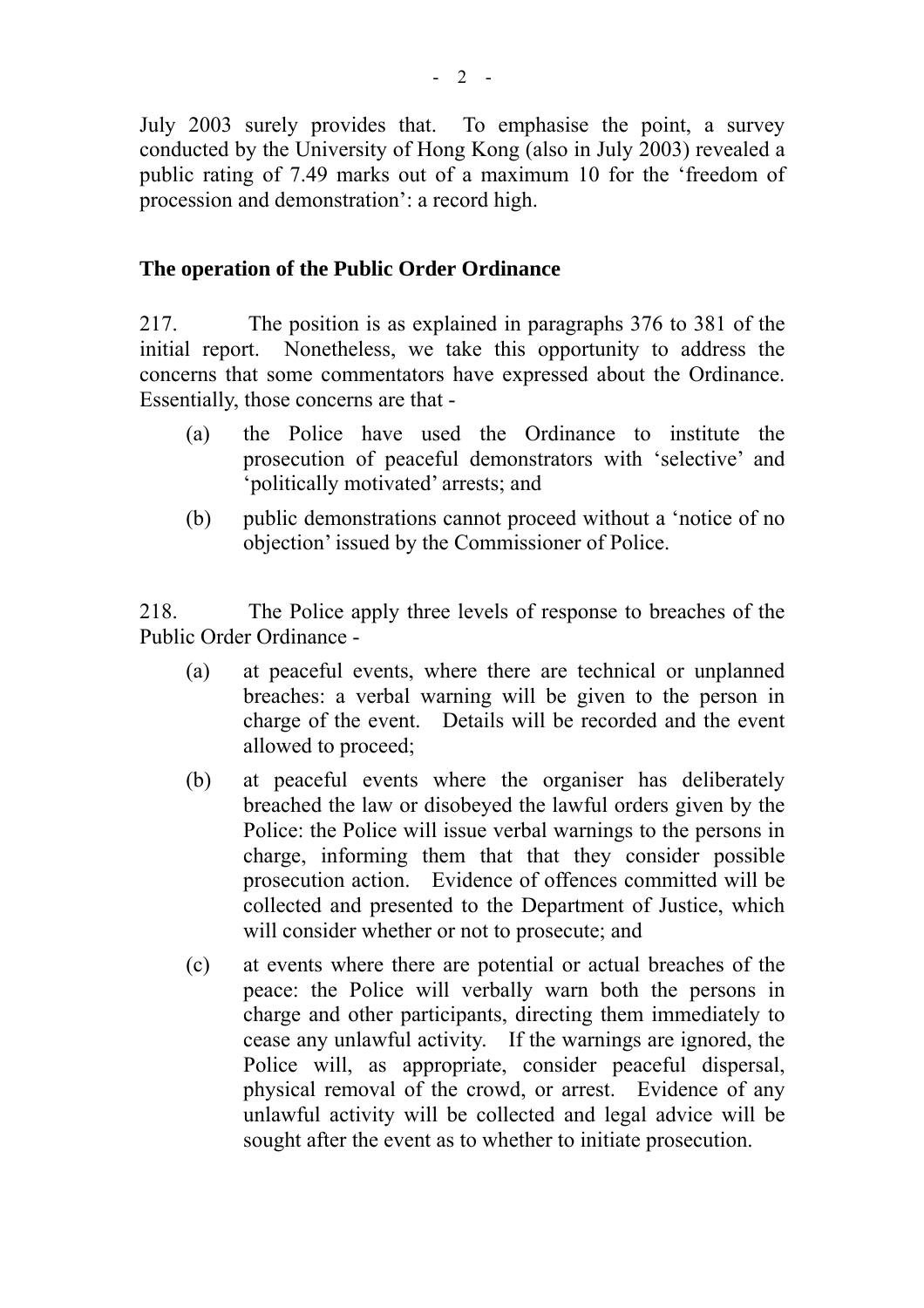July 2003 surely provides that. To emphasise the point, a survey conducted by the University of Hong Kong (also in July 2003) revealed a public rating of 7.49 marks out of a maximum 10 for the 'freedom of procession and demonstration': a record high.

**The operation of the Public Order Ordinance**

217. The position is as explained in paragraphs 376 to 381 of the initial report. Nonetheless, we take this opportunity to address the concerns that some commentators have expressed about the Ordinance. Essentially, those concerns are that -

(a) the Police have used the Ordinance to institute the prosecution of peaceful demonstrators with 'selective' and 'politically motivated' arrests; and

(b) public demonstrations cannot proceed without a 'notice of no objection' issued by the Commissioner of Police.

218. The Police apply three levels of response to breaches of the Public Order Ordinance -

(a) at peaceful events, where there are technical or unplanned breaches: a verbal warning will be given to the person in charge of the event. Details will be recorded and the event allowed to proceed;

(b) at peaceful events where the organiser has deliberately breached the law or disobeyed the lawful orders given by the Police: the Police will issue verbal warnings to the persons in charge, informing them that that they consider possible prosecution action. Evidence of offences committed will be collected and presented to the Department of Justice, which will consider whether or not to prosecute; and

(c) at events where there are potential or actual breaches of the peace: the Police will verbally warn both the persons in charge and other participants, directing them immediately to cease any unlawful activity. If the warnings are ignored, the Police will, as appropriate, consider peaceful dispersal, physical removal of the crowd, or arrest. Evidence of any unlawful activity will be collected and legal advice will be sought after the event as to whether to initiate prosecution.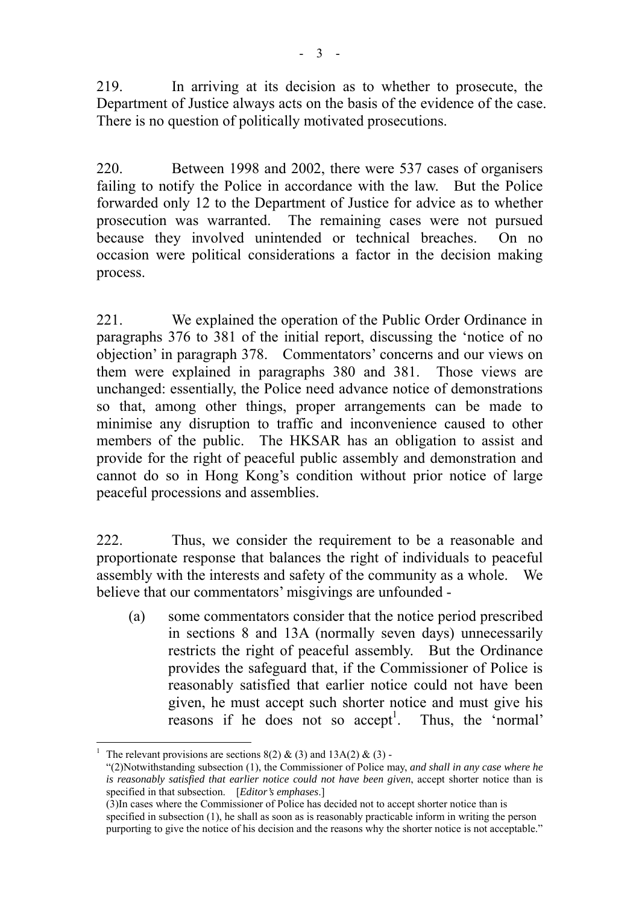219. In arriving at its decision as to whether to prosecute, the Department of Justice always acts on the basis of the evidence of the case. There is no question of politically motivated prosecutions.

220. Between 1998 and 2002, there were 537 cases of organisers failing to notify the Police in accordance with the law. But the Police forwarded only 12 to the Department of Justice for advice as to whether prosecution was warranted. The remaining cases were not pursued because they involved unintended or technical breaches. On no occasion were political considerations a factor in the decision making process.

221. We explained the operation of the Public Order Ordinance in paragraphs 376 to 381 of the initial report, discussing the 'notice of no objection' in paragraph 378. Commentators' concerns and our views on them were explained in paragraphs 380 and 381. Those views are unchanged: essentially, the Police need advance notice of demonstrations so that, among other things, proper arrangements can be made to minimise any disruption to traffic and inconvenience caused to other members of the public. The HKSAR has an obligation to assist and provide for the right of peaceful public assembly and demonstration and cannot do so in Hong Kong's condition without prior notice of large peaceful processions and assemblies.

222. Thus, we consider the requirement to be a reasonable and proportionate response that balances the right of individuals to peaceful assembly with the interests and safety of the community as a whole. We believe that our commentators' misgivings are unfounded -

(a) some commentators consider that the notice period prescribed in sections 8 and 13A (normally seven days) unnecessarily restricts the right of peaceful assembly. But the Ordinance provides the safeguard that, if the Commissioner of Police is reasonably satisfied that earlier notice could not have been given, he must accept such shorter notice and must give his reasons if he does not so accept[1]. Thus, the 'normal'

---

[1] The relevant provisions are sections 8(2) & (3) and 13A(2) & (3) -
"(2)Notwithstanding subsection (1), the Commissioner of Police may, *and shall in any case where he is reasonably satisfied that earlier notice could not have been given*, accept shorter notice than is specified in that subsection. [*Editor's emphases*.]
(3)In cases where the Commissioner of Police has decided not to accept shorter notice than is specified in subsection (1), he shall as soon as is reasonably practicable inform in writing the person purporting to give the notice of his decision and the reasons why the shorter notice is not acceptable."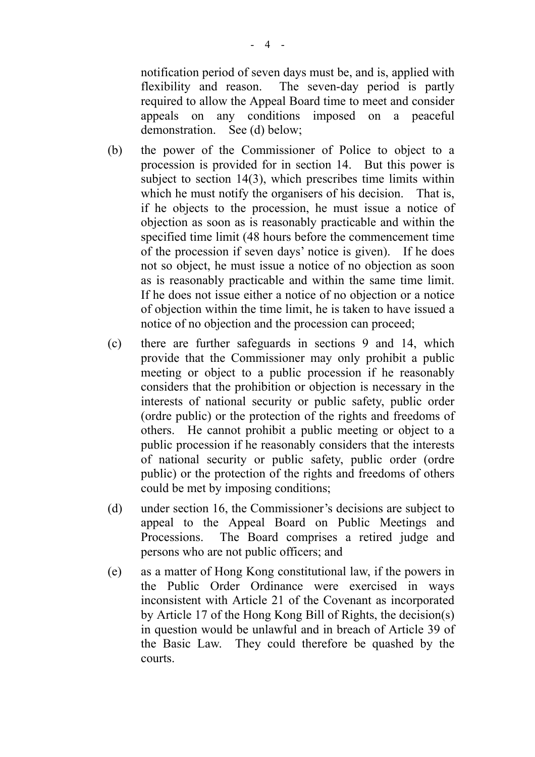notification period of seven days must be, and is, applied with flexibility and reason. The seven-day period is partly required to allow the Appeal Board time to meet and consider appeals on any conditions imposed on a peaceful demonstration. See (d) below;

(b) the power of the Commissioner of Police to object to a procession is provided for in section 14. But this power is subject to section 14(3), which prescribes time limits within which he must notify the organisers of his decision. That is, if he objects to the procession, he must issue a notice of objection as soon as is reasonably practicable and within the specified time limit (48 hours before the commencement time of the procession if seven days' notice is given). If he does not so object, he must issue a notice of no objection as soon as is reasonably practicable and within the same time limit. If he does not issue either a notice of no objection or a notice of objection within the time limit, he is taken to have issued a notice of no objection and the procession can proceed;

(c) there are further safeguards in sections 9 and 14, which provide that the Commissioner may only prohibit a public meeting or object to a public procession if he reasonably considers that the prohibition or objection is necessary in the interests of national security or public safety, public order (ordre public) or the protection of the rights and freedoms of others. He cannot prohibit a public meeting or object to a public procession if he reasonably considers that the interests of national security or public safety, public order (ordre public) or the protection of the rights and freedoms of others could be met by imposing conditions;

(d) under section 16, the Commissioner's decisions are subject to appeal to the Appeal Board on Public Meetings and Processions. The Board comprises a retired judge and persons who are not public officers; and

(e) as a matter of Hong Kong constitutional law, if the powers in the Public Order Ordinance were exercised in ways inconsistent with Article 21 of the Covenant as incorporated by Article 17 of the Hong Kong Bill of Rights, the decision(s) in question would be unlawful and in breach of Article 39 of the Basic Law. They could therefore be quashed by the courts.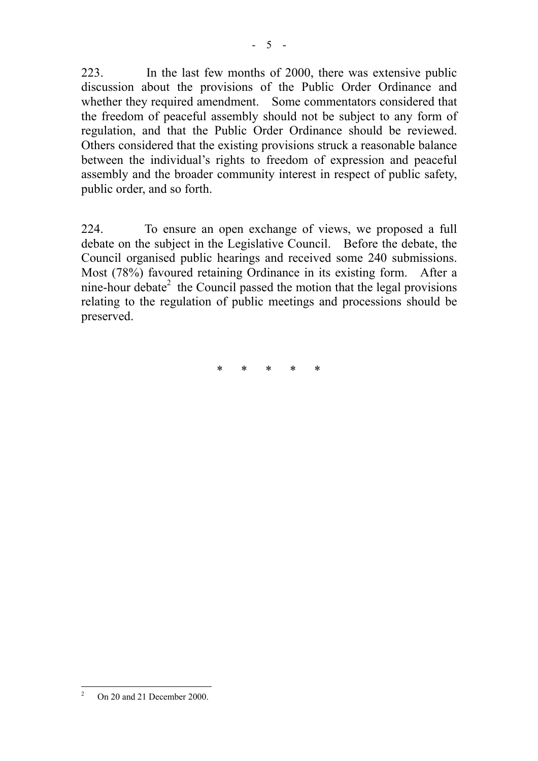223. In the last few months of 2000, there was extensive public discussion about the provisions of the Public Order Ordinance and whether they required amendment. Some commentators considered that the freedom of peaceful assembly should not be subject to any form of regulation, and that the Public Order Ordinance should be reviewed. Others considered that the existing provisions struck a reasonable balance between the individual's rights to freedom of expression and peaceful assembly and the broader community interest in respect of public safety, public order, and so forth.

224. To ensure an open exchange of views, we proposed a full debate on the subject in the Legislative Council. Before the debate, the Council organised public hearings and received some 240 submissions. Most (78%) favoured retaining Ordinance in its existing form. After a nine-hour debate[2] the Council passed the motion that the legal provisions relating to the regulation of public meetings and processions should be preserved.

\* \* \* \* \*

[2] On 20 and 21 December 2000.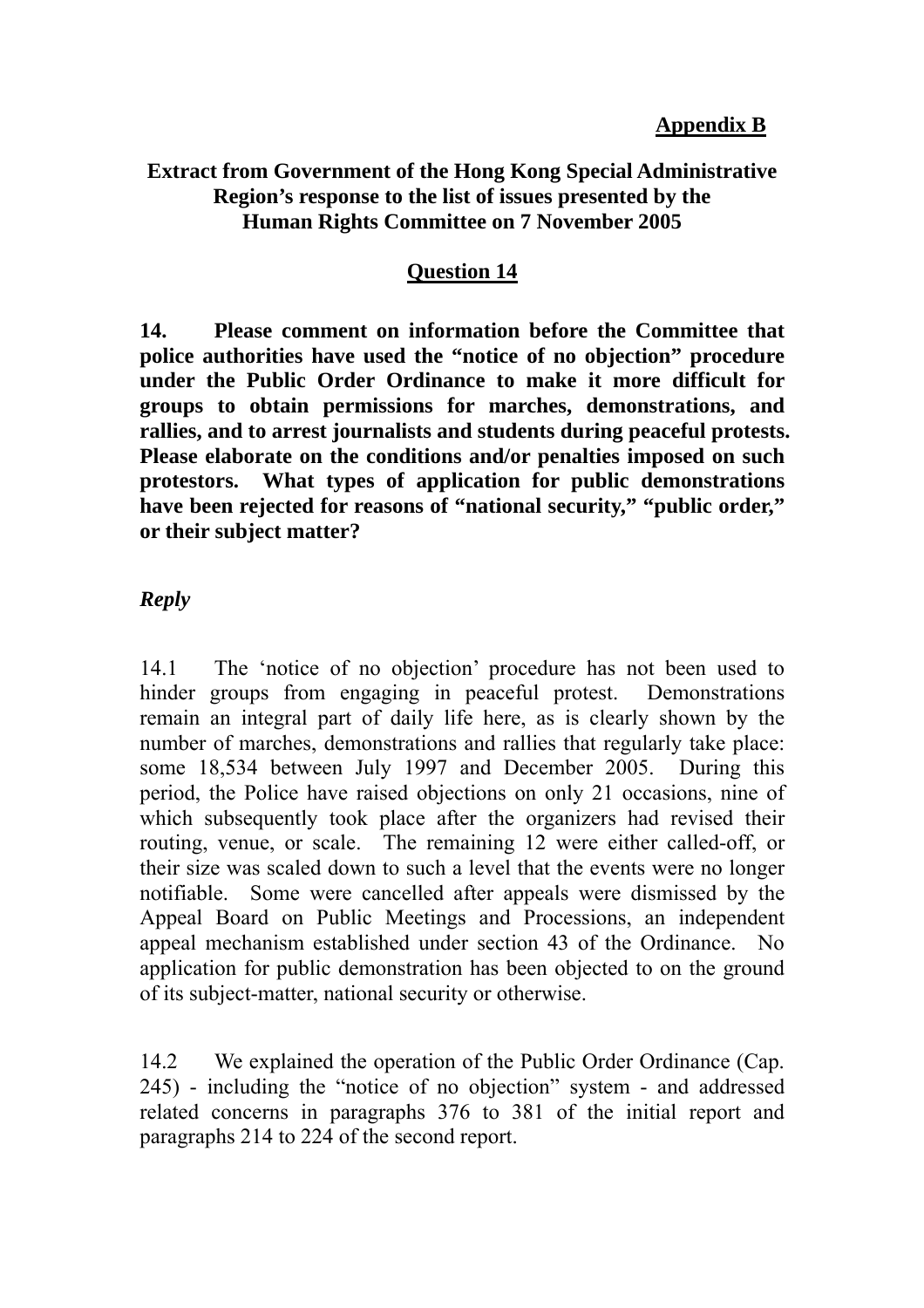**Appendix B**

**Extract from Government of the Hong Kong Special Administrative Region's response to the list of issues presented by the Human Rights Committee on 7 November 2005**

**Question 14**

**14. Please comment on information before the Committee that police authorities have used the "notice of no objection" procedure under the Public Order Ordinance to make it more difficult for groups to obtain permissions for marches, demonstrations, and rallies, and to arrest journalists and students during peaceful protests. Please elaborate on the conditions and/or penalties imposed on such protestors. What types of application for public demonstrations have been rejected for reasons of "national security," "public order," or their subject matter?**

***Reply***

14.1 The 'notice of no objection' procedure has not been used to hinder groups from engaging in peaceful protest. Demonstrations remain an integral part of daily life here, as is clearly shown by the number of marches, demonstrations and rallies that regularly take place: some 18,534 between July 1997 and December 2005. During this period, the Police have raised objections on only 21 occasions, nine of which subsequently took place after the organizers had revised their routing, venue, or scale. The remaining 12 were either called-off, or their size was scaled down to such a level that the events were no longer notifiable. Some were cancelled after appeals were dismissed by the Appeal Board on Public Meetings and Processions, an independent appeal mechanism established under section 43 of the Ordinance. No application for public demonstration has been objected to on the ground of its subject-matter, national security or otherwise.

14.2 We explained the operation of the Public Order Ordinance (Cap. 245) - including the "notice of no objection" system - and addressed related concerns in paragraphs 376 to 381 of the initial report and paragraphs 214 to 224 of the second report.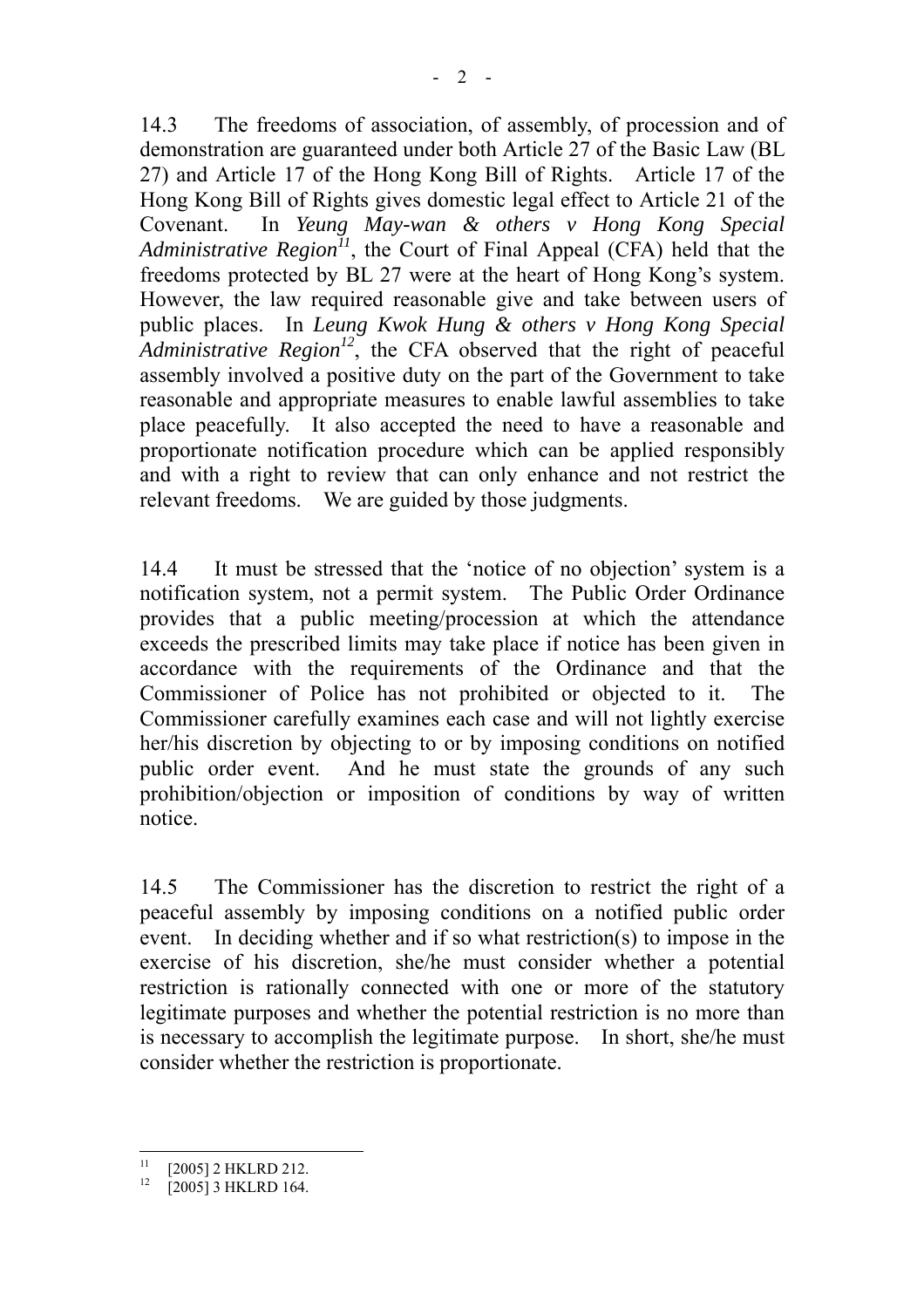14.3 The freedoms of association, of assembly, of procession and of demonstration are guaranteed under both Article 27 of the Basic Law (BL 27) and Article 17 of the Hong Kong Bill of Rights. Article 17 of the Hong Kong Bill of Rights gives domestic legal effect to Article 21 of the Covenant. In *Yeung May-wan & others v Hong Kong Special Administrative Region*[11], the Court of Final Appeal (CFA) held that the freedoms protected by BL 27 were at the heart of Hong Kong's system. However, the law required reasonable give and take between users of public places. In *Leung Kwok Hung & others v Hong Kong Special Administrative Region*[12], the CFA observed that the right of peaceful assembly involved a positive duty on the part of the Government to take reasonable and appropriate measures to enable lawful assemblies to take place peacefully. It also accepted the need to have a reasonable and proportionate notification procedure which can be applied responsibly and with a right to review that can only enhance and not restrict the relevant freedoms. We are guided by those judgments.

14.4 It must be stressed that the 'notice of no objection' system is a notification system, not a permit system. The Public Order Ordinance provides that a public meeting/procession at which the attendance exceeds the prescribed limits may take place if notice has been given in accordance with the requirements of the Ordinance and that the Commissioner of Police has not prohibited or objected to it. The Commissioner carefully examines each case and will not lightly exercise her/his discretion by objecting to or by imposing conditions on notified public order event. And he must state the grounds of any such prohibition/objection or imposition of conditions by way of written notice.

14.5 The Commissioner has the discretion to restrict the right of a peaceful assembly by imposing conditions on a notified public order event. In deciding whether and if so what restriction(s) to impose in the exercise of his discretion, she/he must consider whether a potential restriction is rationally connected with one or more of the statutory legitimate purposes and whether the potential restriction is no more than is necessary to accomplish the legitimate purpose. In short, she/he must consider whether the restriction is proportionate.

---

[11] [2005] 2 HKLRD 212.

[12] [2005] 3 HKLRD 164.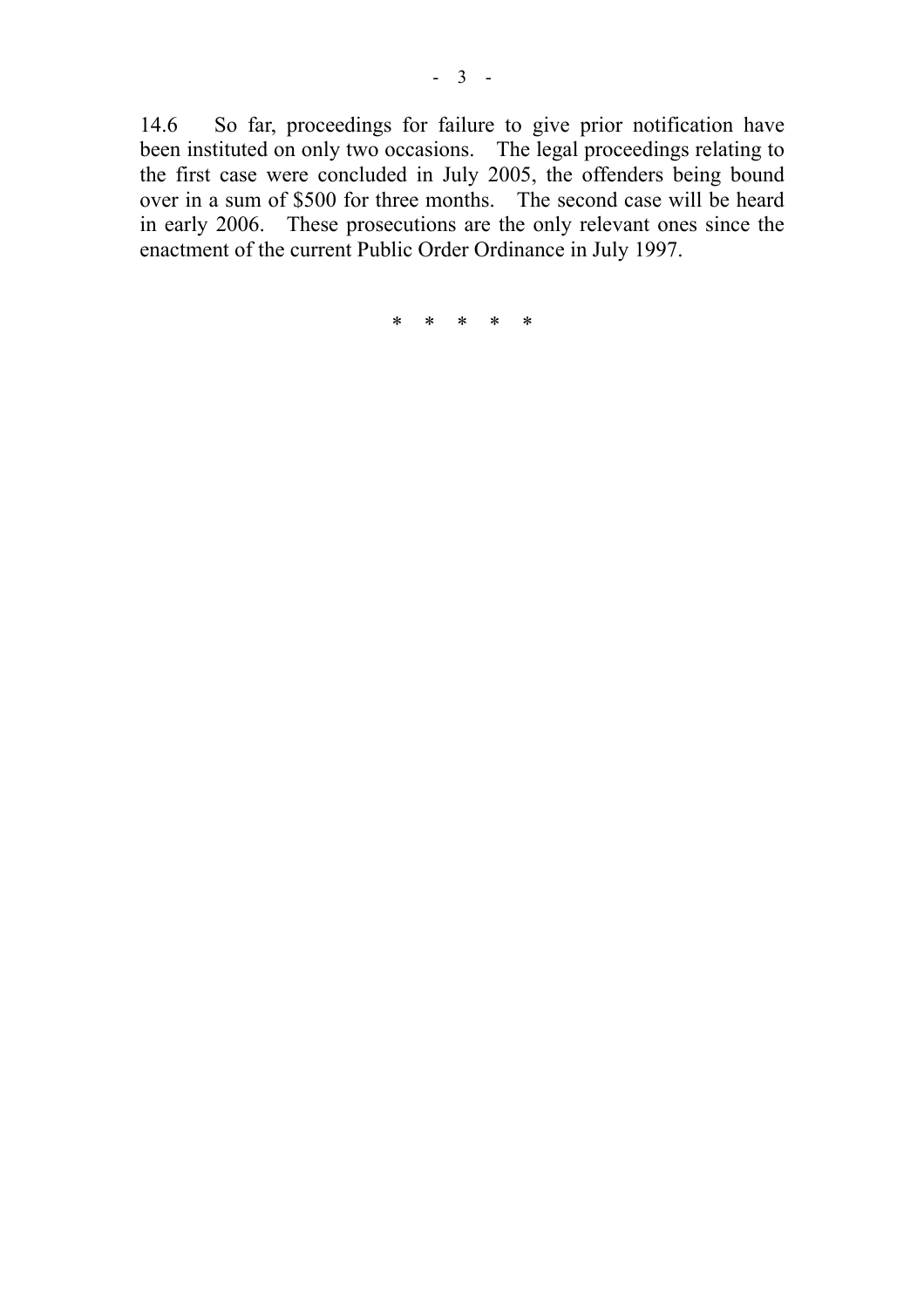14.6 So far, proceedings for failure to give prior notification have been instituted on only two occasions. The legal proceedings relating to the first case were concluded in July 2005, the offenders being bound over in a sum of $500 for three months. The second case will be heard in early 2006. These prosecutions are the only relevant ones since the enactment of the current Public Order Ordinance in July 1997.

\* \* \* \* \*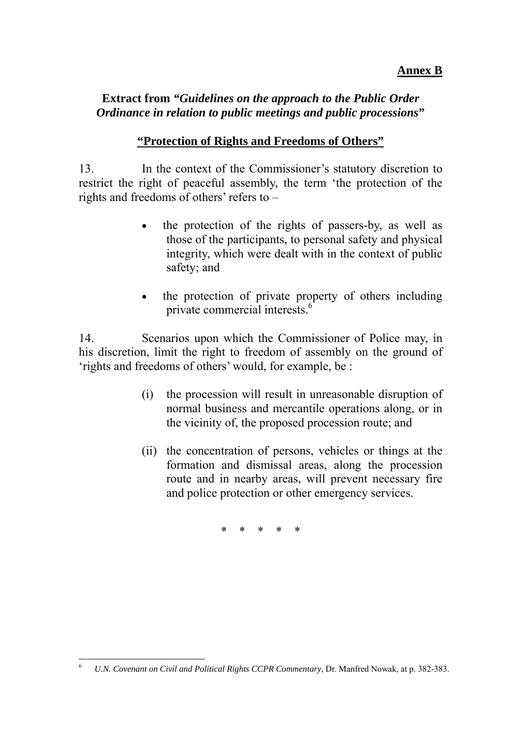**Annex B**

## Extract from "*Guidelines on the approach to the Public Order Ordinance in relation to public meetings and public processions*"

### "Protection of Rights and Freedoms of Others"

13. In the context of the Commissioner's statutory discretion to restrict the right of peaceful assembly, the term 'the protection of the rights and freedoms of others' refers to –

- the protection of the rights of passers-by, as well as those of the participants, to personal safety and physical integrity, which were dealt with in the context of public safety; and
- the protection of private property of others including private commercial interests.[6]

14. Scenarios upon which the Commissioner of Police may, in his discretion, limit the right to freedom of assembly on the ground of 'rights and freedoms of others' would, for example, be :

(i) the procession will result in unreasonable disruption of normal business and mercantile operations along, or in the vicinity of, the proposed procession route; and

(ii) the concentration of persons, vehicles or things at the formation and dismissal areas, along the procession route and in nearby areas, will prevent necessary fire and police protection or other emergency services.

\* \* \* \* \*

---

[6] *U.N. Covenant on Civil and Political Rights CCPR Commentary*, Dr. Manfred Nowak, at p. 382-383.